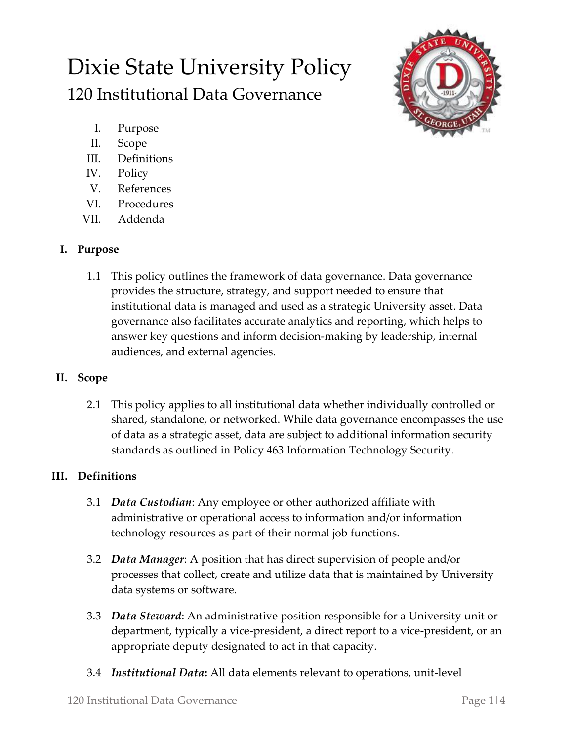# Dixie State University Policy

## 120 Institutional Data Governance

I. Purpose
II. Scope
III. Definitions
IV. Policy
V. References
VI. Procedures
VII. Addenda

### I. Purpose

1.1 This policy outlines the framework of data governance. Data governance provides the structure, strategy, and support needed to ensure that institutional data is managed and used as a strategic University asset. Data governance also facilitates accurate analytics and reporting, which helps to answer key questions and inform decision-making by leadership, internal audiences, and external agencies.

### II. Scope

2.1 This policy applies to all institutional data whether individually controlled or shared, standalone, or networked. While data governance encompasses the use of data as a strategic asset, data are subject to additional information security standards as outlined in Policy 463 Information Technology Security.

### III. Definitions

3.1 ***Data Custodian***: Any employee or other authorized affiliate with administrative or operational access to information and/or information technology resources as part of their normal job functions.

3.2 ***Data Manager***: A position that has direct supervision of people and/or processes that collect, create and utilize data that is maintained by University data systems or software.

3.3 ***Data Steward***: An administrative position responsible for a University unit or department, typically a vice-president, a direct report to a vice-president, or an appropriate deputy designated to act in that capacity.

3.4 ***Institutional Data*:** All data elements relevant to operations, unit-level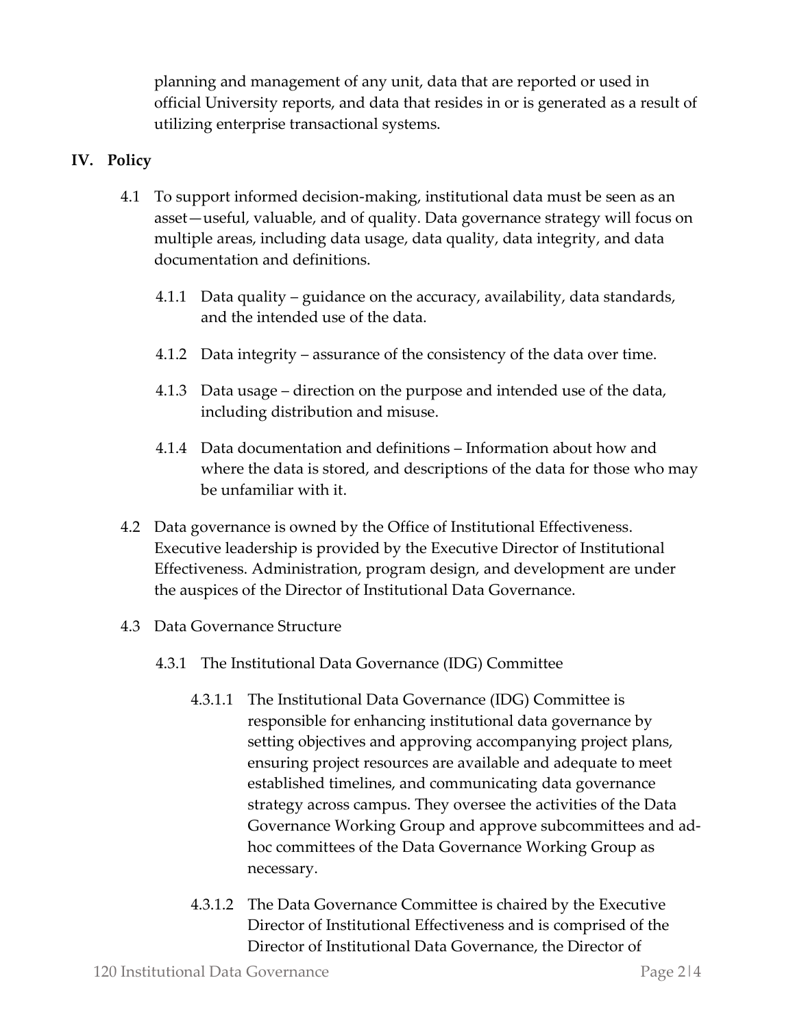planning and management of any unit, data that are reported or used in official University reports, and data that resides in or is generated as a result of utilizing enterprise transactional systems.

## IV. Policy

4.1 To support informed decision-making, institutional data must be seen as an asset—useful, valuable, and of quality. Data governance strategy will focus on multiple areas, including data usage, data quality, data integrity, and data documentation and definitions.

4.1.1 Data quality – guidance on the accuracy, availability, data standards, and the intended use of the data.

4.1.2 Data integrity – assurance of the consistency of the data over time.

4.1.3 Data usage – direction on the purpose and intended use of the data, including distribution and misuse.

4.1.4 Data documentation and definitions – Information about how and where the data is stored, and descriptions of the data for those who may be unfamiliar with it.

4.2 Data governance is owned by the Office of Institutional Effectiveness. Executive leadership is provided by the Executive Director of Institutional Effectiveness. Administration, program design, and development are under the auspices of the Director of Institutional Data Governance.

4.3 Data Governance Structure

4.3.1 The Institutional Data Governance (IDG) Committee

4.3.1.1 The Institutional Data Governance (IDG) Committee is responsible for enhancing institutional data governance by setting objectives and approving accompanying project plans, ensuring project resources are available and adequate to meet established timelines, and communicating data governance strategy across campus. They oversee the activities of the Data Governance Working Group and approve subcommittees and ad-hoc committees of the Data Governance Working Group as necessary.

4.3.1.2 The Data Governance Committee is chaired by the Executive Director of Institutional Effectiveness and is comprised of the Director of Institutional Data Governance, the Director of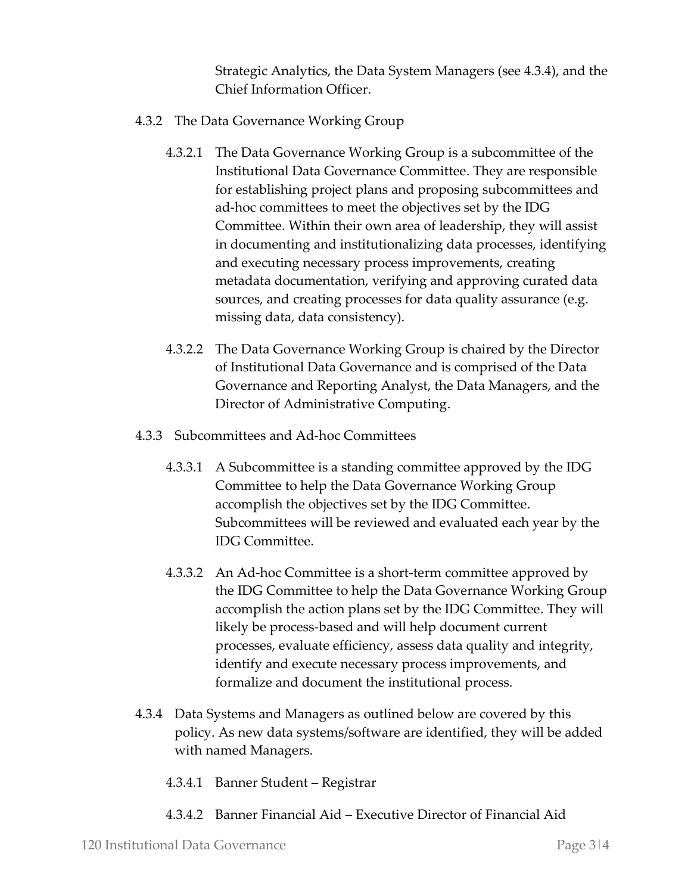Strategic Analytics, the Data System Managers (see 4.3.4), and the Chief Information Officer.

4.3.2 The Data Governance Working Group

4.3.2.1 The Data Governance Working Group is a subcommittee of the Institutional Data Governance Committee. They are responsible for establishing project plans and proposing subcommittees and ad-hoc committees to meet the objectives set by the IDG Committee. Within their own area of leadership, they will assist in documenting and institutionalizing data processes, identifying and executing necessary process improvements, creating metadata documentation, verifying and approving curated data sources, and creating processes for data quality assurance (e.g. missing data, data consistency).

4.3.2.2 The Data Governance Working Group is chaired by the Director of Institutional Data Governance and is comprised of the Data Governance and Reporting Analyst, the Data Managers, and the Director of Administrative Computing.

4.3.3 Subcommittees and Ad-hoc Committees

4.3.3.1 A Subcommittee is a standing committee approved by the IDG Committee to help the Data Governance Working Group accomplish the objectives set by the IDG Committee. Subcommittees will be reviewed and evaluated each year by the IDG Committee.

4.3.3.2 An Ad-hoc Committee is a short-term committee approved by the IDG Committee to help the Data Governance Working Group accomplish the action plans set by the IDG Committee. They will likely be process-based and will help document current processes, evaluate efficiency, assess data quality and integrity, identify and execute necessary process improvements, and formalize and document the institutional process.

4.3.4 Data Systems and Managers as outlined below are covered by this policy. As new data systems/software are identified, they will be added with named Managers.

4.3.4.1 Banner Student – Registrar

4.3.4.2 Banner Financial Aid – Executive Director of Financial Aid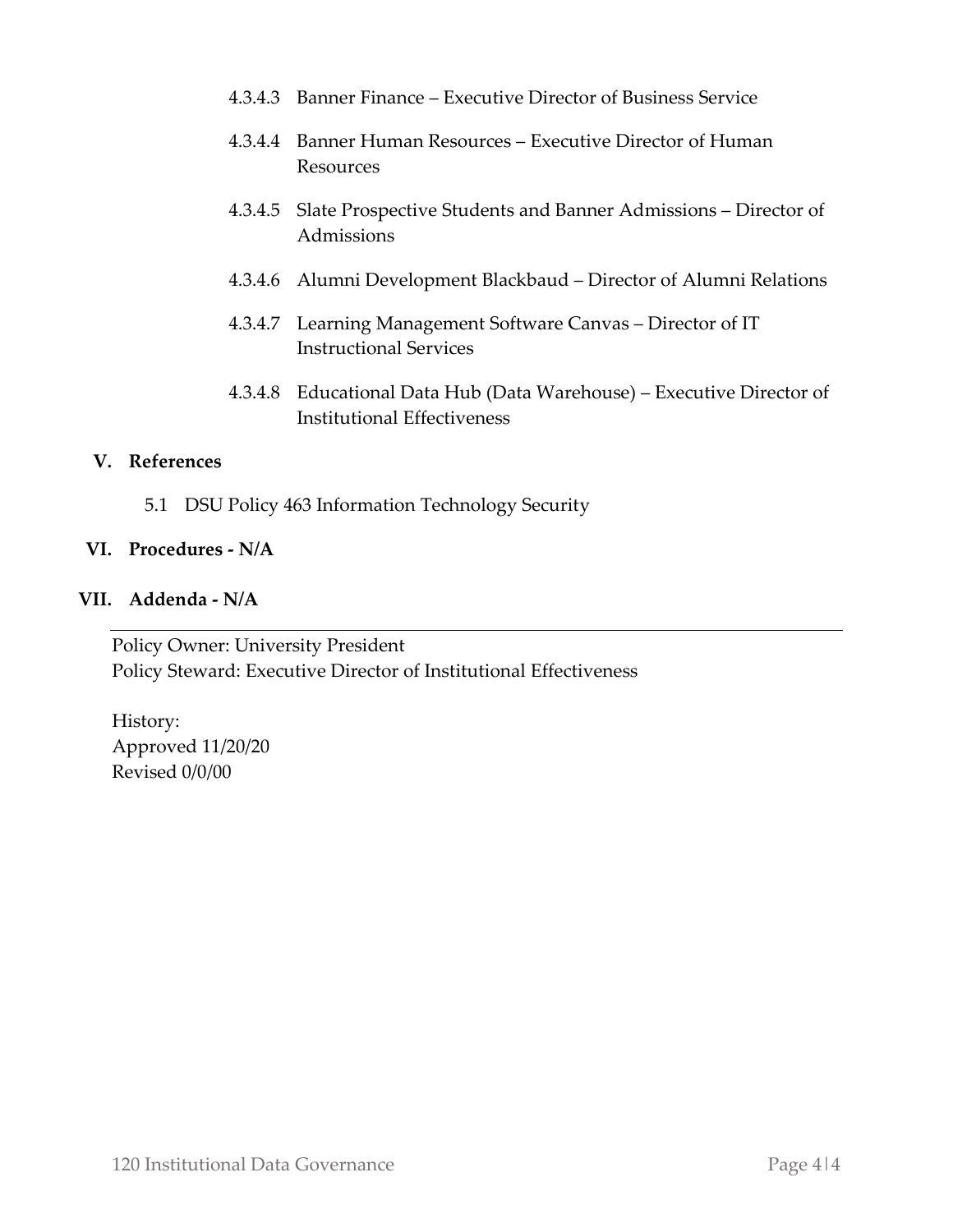- 4.3.4.3 Banner Finance – Executive Director of Business Service
- 4.3.4.4 Banner Human Resources – Executive Director of Human Resources
- 4.3.4.5 Slate Prospective Students and Banner Admissions – Director of Admissions
- 4.3.4.6 Alumni Development Blackbaud – Director of Alumni Relations
- 4.3.4.7 Learning Management Software Canvas – Director of IT Instructional Services
- 4.3.4.8 Educational Data Hub (Data Warehouse) – Executive Director of Institutional Effectiveness

## V. References

5.1 DSU Policy 463 Information Technology Security

## VI. Procedures - N/A

## VII. Addenda - N/A

---

Policy Owner: University President
Policy Steward: Executive Director of Institutional Effectiveness

History:
Approved 11/20/20
Revised 0/0/00